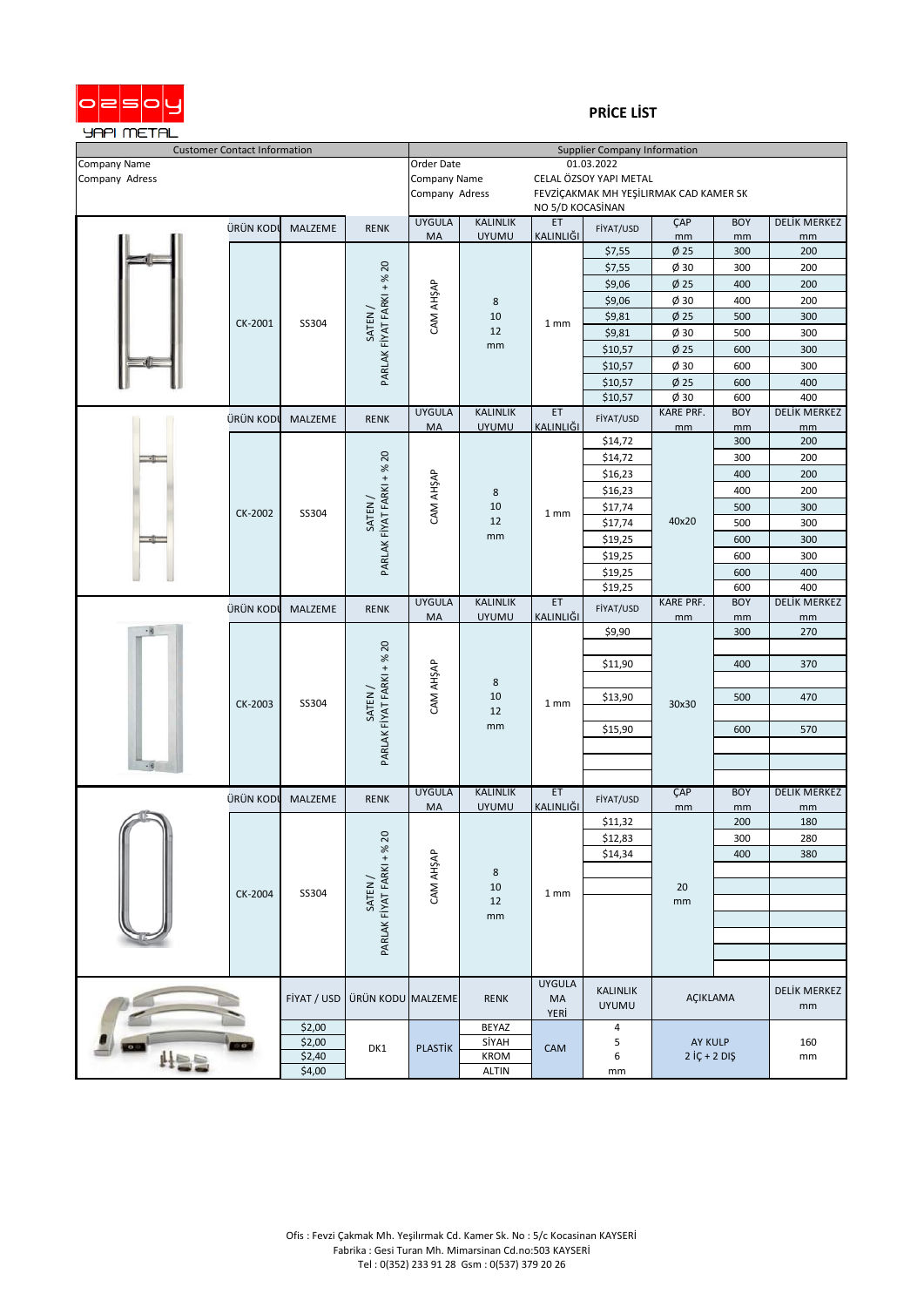## PRİCE LİST

| Customer Contact Information | Supplier Company Information | |
|---|---|---|
| Company Name | Order Date | 01.03.2022 |
| Company Adress | Company Name | CELAL ÖZSOY YAPI METAL |
| | Company Adress | FEVZİÇAKMAK MH YEŞİLIRMAK CAD KAMER SK NO 5/D KOCASİNAN |

| ÜRÜN KODU | MALZEME | RENK | UYGULAMA | KALINLIK UYUMU | ET KALINLIĞI | FİYAT/USD | ÇAP mm | BOY mm | DELİK MERKEZ mm |
|---|---|---|---|---|---|---|---|---|---|
| CK-2001 | SS304 | SATEN / PARLAK FİYAT FARKI + % 20 | CAM AHŞAP | 8 10 12 mm | 1 mm | $7,55 | Ø 25 | 300 | 200 |
| | | | | | | $7,55 | Ø 30 | 300 | 200 |
| | | | | | | $9,06 | Ø 25 | 400 | 200 |
| | | | | | | $9,06 | Ø 30 | 400 | 200 |
| | | | | | | $9,81 | Ø 25 | 500 | 300 |
| | | | | | | $9,81 | Ø 30 | 500 | 300 |
| | | | | | | $10,57 | Ø 25 | 600 | 300 |
| | | | | | | $10,57 | Ø 30 | 600 | 300 |
| | | | | | | $10,57 | Ø 25 | 600 | 400 |
| | | | | | | $10,57 | Ø 30 | 600 | 400 |

| ÜRÜN KODU | MALZEME | RENK | UYGULAMA | KALINLIK UYUMU | ET KALINLIĞI | FİYAT/USD | KARE PRF. mm | BOY mm | DELİK MERKEZ mm |
|---|---|---|---|---|---|---|---|---|---|
| CK-2002 | SS304 | SATEN / PARLAK FİYAT FARKI + % 20 | CAM AHŞAP | 8 10 12 mm | 1 mm | $14,72 | 40x20 | 300 | 200 |
| | | | | | | $14,72 | | 300 | 200 |
| | | | | | | $16,23 | | 400 | 200 |
| | | | | | | $16,23 | | 400 | 200 |
| | | | | | | $17,74 | | 500 | 300 |
| | | | | | | $17,74 | | 500 | 300 |
| | | | | | | $19,25 | | 600 | 300 |
| | | | | | | $19,25 | | 600 | 300 |
| | | | | | | $19,25 | | 600 | 400 |
| | | | | | | $19,25 | | 600 | 400 |

| ÜRÜN KODU | MALZEME | RENK | UYGULAMA | KALINLIK UYUMU | ET KALINLIĞI | FİYAT/USD | KARE PRF. mm | BOY mm | DELİK MERKEZ mm |
|---|---|---|---|---|---|---|---|---|---|
| CK-2003 | SS304 | SATEN / PARLAK FİYAT FARKI + % 20 | CAM AHŞAP | 8 10 12 mm | 1 mm | $9,90 | 30x30 | 300 | 270 |
| | | | | | | $11,90 | | 400 | 370 |
| | | | | | | $13,90 | | 500 | 470 |
| | | | | | | $15,90 | | 600 | 570 |

| ÜRÜN KODU | MALZEME | RENK | UYGULAMA | KALINLIK UYUMU | ET KALINLIĞI | FİYAT/USD | ÇAP mm | BOY mm | DELİK MERKEZ mm |
|---|---|---|---|---|---|---|---|---|---|
| CK-2004 | SS304 | SATEN / PARLAK FİYAT FARKI + % 20 | CAM AHŞAP | 8 10 12 mm | 1 mm | $11,32 | 20 mm | 200 | 180 |
| | | | | | | $12,83 | | 300 | 280 |
| | | | | | | $14,34 | | 400 | 380 |

| FİYAT / USD | ÜRÜN KODU | MALZEME | RENK | UYGULAMA YERİ | KALINLIK UYUMU | AÇIKLAMA | DELİK MERKEZ mm |
|---|---|---|---|---|---|---|---|
| $2,00 | DK1 | PLASTİK | BEYAZ | CAM | 4 | AY KULP 2 İÇ + 2 DIŞ | 160 mm |
| $2,00 | | | SİYAH | | 5 | | |
| $2,40 | | | KROM | | 6 | | |
| $4,00 | | | ALTIN | | mm | | |

Ofis : Fevzi Çakmak Mh. Yeşilırmak Cd. Kamer Sk. No : 5/c Kocasinan KAYSERİ
Fabrika : Gesi Turan Mh. Mimarsinan Cd.no:503 KAYSERİ
Tel : 0(352) 233 91 28 Gsm : 0(537) 379 20 26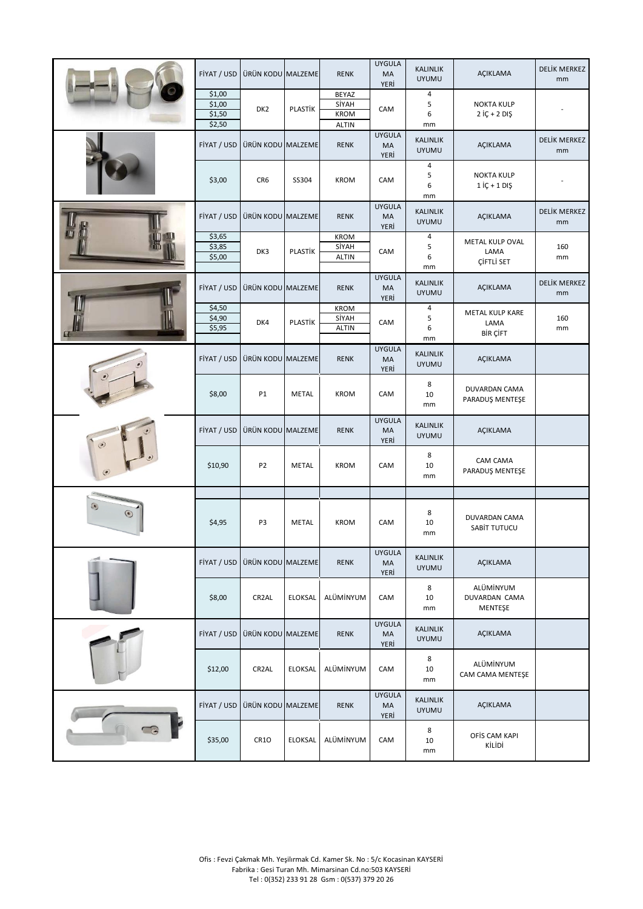| FİYAT / USD | ÜRÜN KODU | MALZEME | RENK | UYGULAMA YERİ | KALINLIK UYUMU | AÇIKLAMA | DELİK MERKEZ mm |
|---|---|---|---|---|---|---|---|
| $1,00<br>$1,00<br>$1,50<br>$2,50 | DK2 | PLASTİK | BEYAZ<br>SİYAH<br>KROM<br>ALTIN | CAM | 4<br>5<br>6<br>mm | NOKTA KULP<br>2 İÇ + 2 DIŞ | - |

| FİYAT / USD | ÜRÜN KODU | MALZEME | RENK | UYGULAMA YERİ | KALINLIK UYUMU | AÇIKLAMA | DELİK MERKEZ mm |
|---|---|---|---|---|---|---|---|
| $3,00 | CR6 | SS304 | KROM | CAM | 4<br>5<br>6<br>mm | NOKTA KULP<br>1 İÇ + 1 DIŞ | - |

| FİYAT / USD | ÜRÜN KODU | MALZEME | RENK | UYGULAMA YERİ | KALINLIK UYUMU | AÇIKLAMA | DELİK MERKEZ mm |
|---|---|---|---|---|---|---|---|
| $3,65<br>$3,85<br>$5,00 | DK3 | PLASTİK | KROM<br>SİYAH<br>ALTIN | CAM | 4<br>5<br>6<br>mm | METAL KULP OVAL LAMA<br>ÇİFTLİ SET | 160<br>mm |

| FİYAT / USD | ÜRÜN KODU | MALZEME | RENK | UYGULAMA YERİ | KALINLIK UYUMU | AÇIKLAMA | DELİK MERKEZ mm |
|---|---|---|---|---|---|---|---|
| $4,50<br>$4,90<br>$5,95 | DK4 | PLASTİK | KROM<br>SİYAH<br>ALTIN | CAM | 4<br>5<br>6<br>mm | METAL KULP KARE LAMA<br>BİR ÇİFT | 160<br>mm |

| FİYAT / USD | ÜRÜN KODU | MALZEME | RENK | UYGULAMA YERİ | KALINLIK UYUMU | AÇIKLAMA | |
|---|---|---|---|---|---|---|---|
| $8,00 | P1 | METAL | KROM | CAM | 8<br>10<br>mm | DUVARDAN CAMA<br>PARADUŞ MENTEŞE | |

| FİYAT / USD | ÜRÜN KODU | MALZEME | RENK | UYGULAMA YERİ | KALINLIK UYUMU | AÇIKLAMA | |
|---|---|---|---|---|---|---|---|
| $10,90 | P2 | METAL | KROM | CAM | 8<br>10<br>mm | CAM CAMA<br>PARADUŞ MENTEŞE | |

| | | | | | | | |
|---|---|---|---|---|---|---|---|
| $4,95 | P3 | METAL | KROM | CAM | 8<br>10<br>mm | DUVARDAN CAMA<br>SABİT TUTUCU | |

| FİYAT / USD | ÜRÜN KODU | MALZEME | RENK | UYGULAMA YERİ | KALINLIK UYUMU | AÇIKLAMA | |
|---|---|---|---|---|---|---|---|
| $8,00 | CR2AL | ELOKSAL | ALÜMİNYUM | CAM | 8<br>10<br>mm | ALÜMİNYUM<br>DUVARDAN CAMA<br>MENTEŞE | |

| FİYAT / USD | ÜRÜN KODU | MALZEME | RENK | UYGULAMA YERİ | KALINLIK UYUMU | AÇIKLAMA | |
|---|---|---|---|---|---|---|---|
| $12,00 | CR2AL | ELOKSAL | ALÜMİNYUM | CAM | 8<br>10<br>mm | ALÜMİNYUM<br>CAM CAMA MENTEŞE | |

| FİYAT / USD | ÜRÜN KODU | MALZEME | RENK | UYGULAMA YERİ | KALINLIK UYUMU | AÇIKLAMA | |
|---|---|---|---|---|---|---|---|
| $35,00 | CR1O | ELOKSAL | ALÜMİNYUM | CAM | 8<br>10<br>mm | OFİS CAM KAPI<br>KİLİDİ | |

Ofis : Fevzi Çakmak Mh. Yeşilırmak Cd. Kamer Sk. No : 5/c Kocasinan KAYSERİ
Fabrika : Gesi Turan Mh. Mimarsinan Cd.no:503 KAYSERİ
Tel : 0(352) 233 91 28 Gsm : 0(537) 379 20 26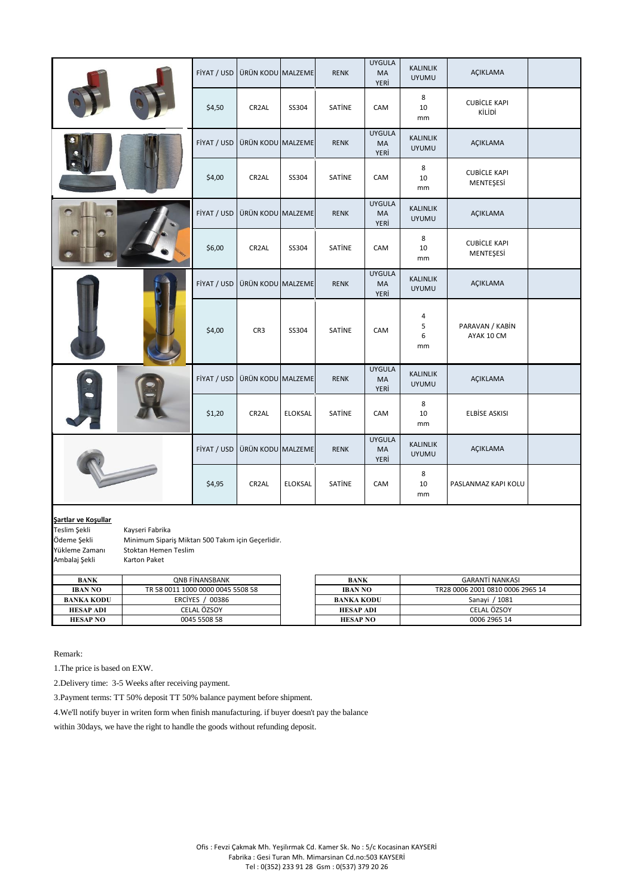| FİYAT / USD | ÜRÜN KODU | MALZEME | RENK | UYGULAMA YERİ | KALINLIK UYUMU | AÇIKLAMA |
|---|---|---|---|---|---|---|
| $4,50 | CR2AL | SS304 | SATİNE | CAM | 8 10 mm | CUBİCLE KAPI KİLİDİ |
| $4,00 | CR2AL | SS304 | SATİNE | CAM | 8 10 mm | CUBİCLE KAPI MENTEŞESİ |
| $6,00 | CR2AL | SS304 | SATİNE | CAM | 8 10 mm | CUBİCLE KAPI MENTEŞESİ |
| $4,00 | CR3 | SS304 | SATİNE | CAM | 4 5 6 mm | PARAVAN / KABİN AYAK 10 CM |
| $1,20 | CR2AL | ELOKSAL | SATİNE | CAM | 8 10 mm | ELBİSE ASKISI |
| $4,95 | CR2AL | ELOKSAL | SATİNE | CAM | 8 10 mm | PASLANMAZ KAPI KOLU |

**Şartlar ve Koşullar**

| | |
|---|---|
| Teslim Şekli | Kayseri Fabrika |
| Ödeme Şekli | Minimum Sipariş Miktarı 500 Takım için Geçerlidir. |
| Yükleme Zamanı | Stoktan Hemen Teslim |
| Ambalaj Şekli | Karton Paket |

| | | | |
|---|---|---|---|
| **BANK** | QNB FİNANSBANK | **BANK** | GARANTİ NANKASI |
| **IBAN NO** | TR 58 0011 1000 0000 0045 5508 58 | **IBAN NO** | TR28 0006 2001 0810 0006 2965 14 |
| **BANKA KODU** | ERCİYES / 00386 | **BANKA KODU** | Sanayi / 1081 |
| **HESAP ADI** | CELAL ÖZSOY | **HESAP ADI** | CELAL ÖZSOY |
| **HESAP NO** | 0045 5508 58 | **HESAP NO** | 0006 2965 14 |

Remark:

1.The price is based on EXW.

2.Delivery time: 3-5 Weeks after receiving payment.

3.Payment terms: TT 50% deposit TT 50% balance payment before shipment.

4.We'll notify buyer in writen form when finish manufacturing. if buyer doesn't pay the balance within 30days, we have the right to handle the goods without refunding deposit.

Ofis : Fevzi Çakmak Mh. Yeşilırmak Cd. Kamer Sk. No : 5/c Kocasinan KAYSERİ
Fabrika : Gesi Turan Mh. Mimarsinan Cd.no:503 KAYSERİ
Tel : 0(352) 233 91 28 Gsm : 0(537) 379 20 26